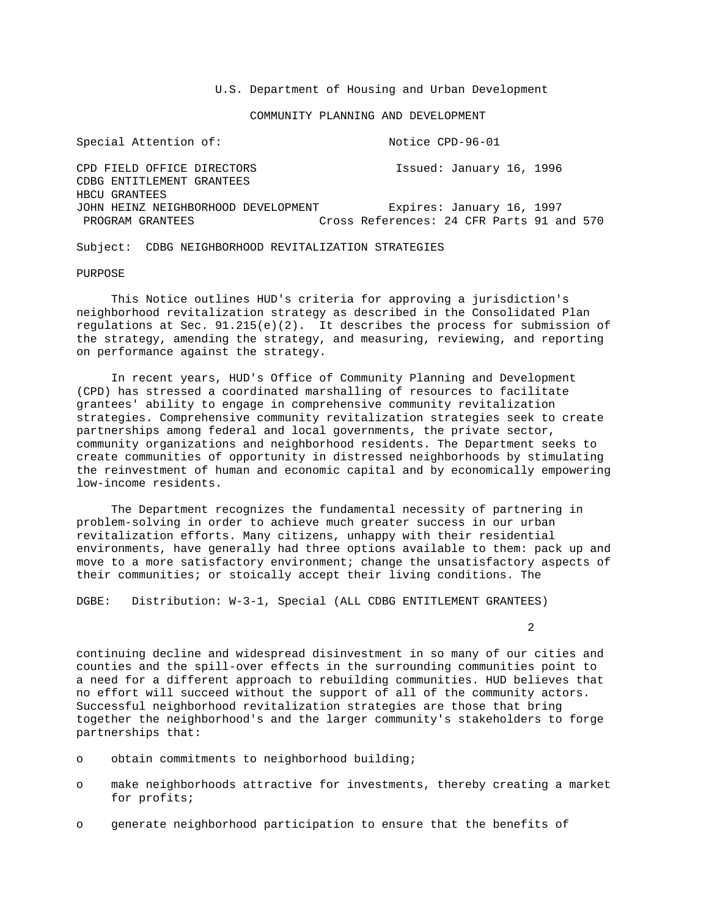U.S. Department of Housing and Urban Development

COMMUNITY PLANNING AND DEVELOPMENT

Special Attention of: Notice CPD-96-01

CPD FIELD OFFICE DIRECTORS
CDBG ENTITLEMENT GRANTEES
HBCU GRANTEES
JOHN HEINZ NEIGHBORHOOD DEVELOPMENT PROGRAM GRANTEES

Issued: January 16, 1996

Expires: January 16, 1997

Cross References: 24 CFR Parts 91 and 570

Subject: CDBG NEIGHBORHOOD REVITALIZATION STRATEGIES

PURPOSE

This Notice outlines HUD's criteria for approving a jurisdiction's neighborhood revitalization strategy as described in the Consolidated Plan regulations at Sec. 91.215(e)(2). It describes the process for submission of the strategy, amending the strategy, and measuring, reviewing, and reporting on performance against the strategy.

In recent years, HUD's Office of Community Planning and Development (CPD) has stressed a coordinated marshalling of resources to facilitate grantees' ability to engage in comprehensive community revitalization strategies. Comprehensive community revitalization strategies seek to create partnerships among federal and local governments, the private sector, community organizations and neighborhood residents. The Department seeks to create communities of opportunity in distressed neighborhoods by stimulating the reinvestment of human and economic capital and by economically empowering low-income residents.

The Department recognizes the fundamental necessity of partnering in problem-solving in order to achieve much greater success in our urban revitalization efforts. Many citizens, unhappy with their residential environments, have generally had three options available to them: pack up and move to a more satisfactory environment; change the unsatisfactory aspects of their communities; or stoically accept their living conditions. The continuing decline and widespread disinvestment in so many of our cities and counties and the spill-over effects in the surrounding communities point to a need for a different approach to rebuilding communities. HUD believes that no effort will succeed without the support of all of the community actors. Successful neighborhood revitalization strategies are those that bring together the neighborhood's and the larger community's stakeholders to forge partnerships that:

DGBE: Distribution: W-3-1, Special (ALL CDBG ENTITLEMENT GRANTEES)

- obtain commitments to neighborhood building;
- make neighborhoods attractive for investments, thereby creating a market for profits;
- generate neighborhood participation to ensure that the benefits of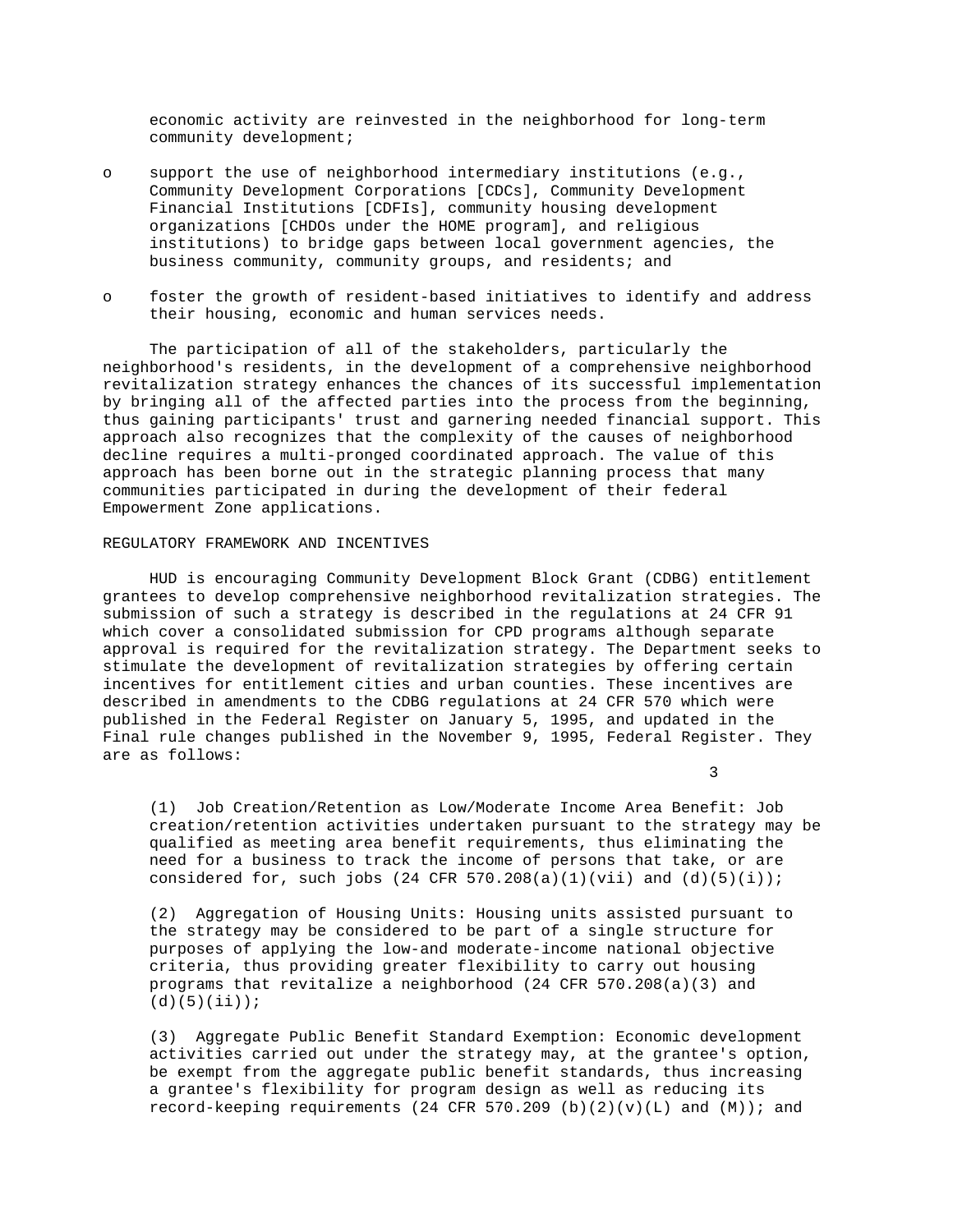economic activity are reinvested in the neighborhood for long-term community development;

- support the use of neighborhood intermediary institutions (e.g., Community Development Corporations [CDCs], Community Development Financial Institutions [CDFIs], community housing development organizations [CHDOs under the HOME program], and religious institutions) to bridge gaps between local government agencies, the business community, community groups, and residents; and

- foster the growth of resident-based initiatives to identify and address their housing, economic and human services needs.

The participation of all of the stakeholders, particularly the neighborhood's residents, in the development of a comprehensive neighborhood revitalization strategy enhances the chances of its successful implementation by bringing all of the affected parties into the process from the beginning, thus gaining participants' trust and garnering needed financial support. This approach also recognizes that the complexity of the causes of neighborhood decline requires a multi-pronged coordinated approach. The value of this approach has been borne out in the strategic planning process that many communities participated in during the development of their federal Empowerment Zone applications.

## REGULATORY FRAMEWORK AND INCENTIVES

HUD is encouraging Community Development Block Grant (CDBG) entitlement grantees to develop comprehensive neighborhood revitalization strategies. The submission of such a strategy is described in the regulations at 24 CFR 91 which cover a consolidated submission for CPD programs although separate approval is required for the revitalization strategy. The Department seeks to stimulate the development of revitalization strategies by offering certain incentives for entitlement cities and urban counties. These incentives are described in amendments to the CDBG regulations at 24 CFR 570 which were published in the Federal Register on January 5, 1995, and updated in the Final rule changes published in the November 9, 1995, Federal Register. They are as follows:

(1) Job Creation/Retention as Low/Moderate Income Area Benefit: Job creation/retention activities undertaken pursuant to the strategy may be qualified as meeting area benefit requirements, thus eliminating the need for a business to track the income of persons that take, or are considered for, such jobs (24 CFR 570.208(a)(1)(vii) and (d)(5)(i));

(2) Aggregation of Housing Units: Housing units assisted pursuant to the strategy may be considered to be part of a single structure for purposes of applying the low-and moderate-income national objective criteria, thus providing greater flexibility to carry out housing programs that revitalize a neighborhood (24 CFR 570.208(a)(3) and (d)(5)(ii));

(3) Aggregate Public Benefit Standard Exemption: Economic development activities carried out under the strategy may, at the grantee's option, be exempt from the aggregate public benefit standards, thus increasing a grantee's flexibility for program design as well as reducing its record-keeping requirements (24 CFR 570.209 (b)(2)(v)(L) and (M)); and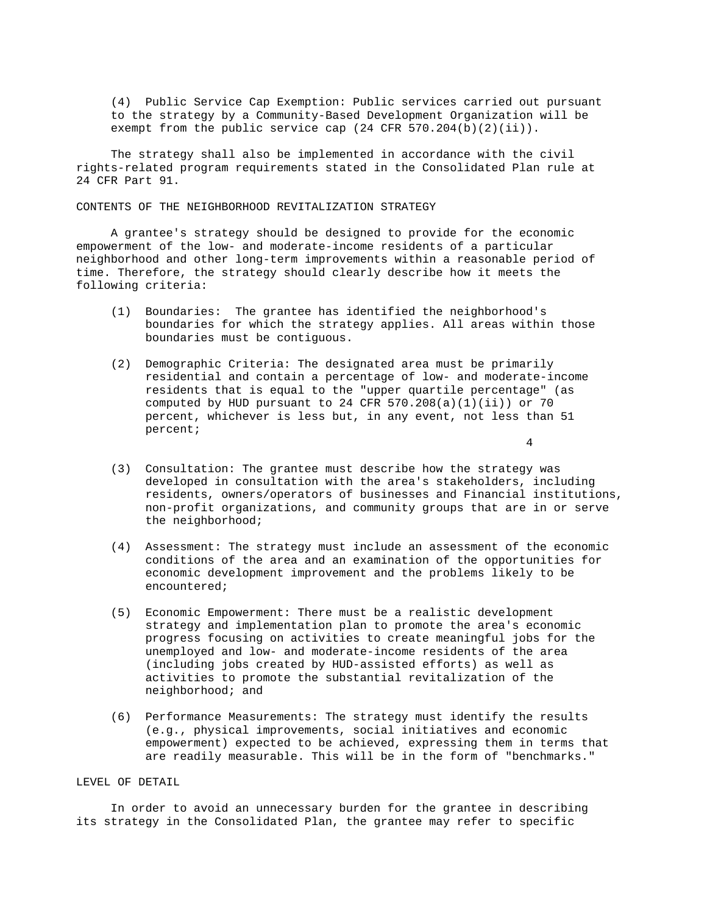(4) Public Service Cap Exemption: Public services carried out pursuant to the strategy by a Community-Based Development Organization will be exempt from the public service cap (24 CFR 570.204(b)(2)(ii)).

The strategy shall also be implemented in accordance with the civil rights-related program requirements stated in the Consolidated Plan rule at 24 CFR Part 91.

## CONTENTS OF THE NEIGHBORHOOD REVITALIZATION STRATEGY

A grantee's strategy should be designed to provide for the economic empowerment of the low- and moderate-income residents of a particular neighborhood and other long-term improvements within a reasonable period of time. Therefore, the strategy should clearly describe how it meets the following criteria:

(1) Boundaries: The grantee has identified the neighborhood's boundaries for which the strategy applies. All areas within those boundaries must be contiguous.

(2) Demographic Criteria: The designated area must be primarily residential and contain a percentage of low- and moderate-income residents that is equal to the "upper quartile percentage" (as computed by HUD pursuant to 24 CFR 570.208(a)(1)(ii)) or 70 percent, whichever is less but, in any event, not less than 51 percent;

(3) Consultation: The grantee must describe how the strategy was developed in consultation with the area's stakeholders, including residents, owners/operators of businesses and Financial institutions, non-profit organizations, and community groups that are in or serve the neighborhood;

(4) Assessment: The strategy must include an assessment of the economic conditions of the area and an examination of the opportunities for economic development improvement and the problems likely to be encountered;

(5) Economic Empowerment: There must be a realistic development strategy and implementation plan to promote the area's economic progress focusing on activities to create meaningful jobs for the unemployed and low- and moderate-income residents of the area (including jobs created by HUD-assisted efforts) as well as activities to promote the substantial revitalization of the neighborhood; and

(6) Performance Measurements: The strategy must identify the results (e.g., physical improvements, social initiatives and economic empowerment) expected to be achieved, expressing them in terms that are readily measurable. This will be in the form of "benchmarks."

## LEVEL OF DETAIL

In order to avoid an unnecessary burden for the grantee in describing its strategy in the Consolidated Plan, the grantee may refer to specific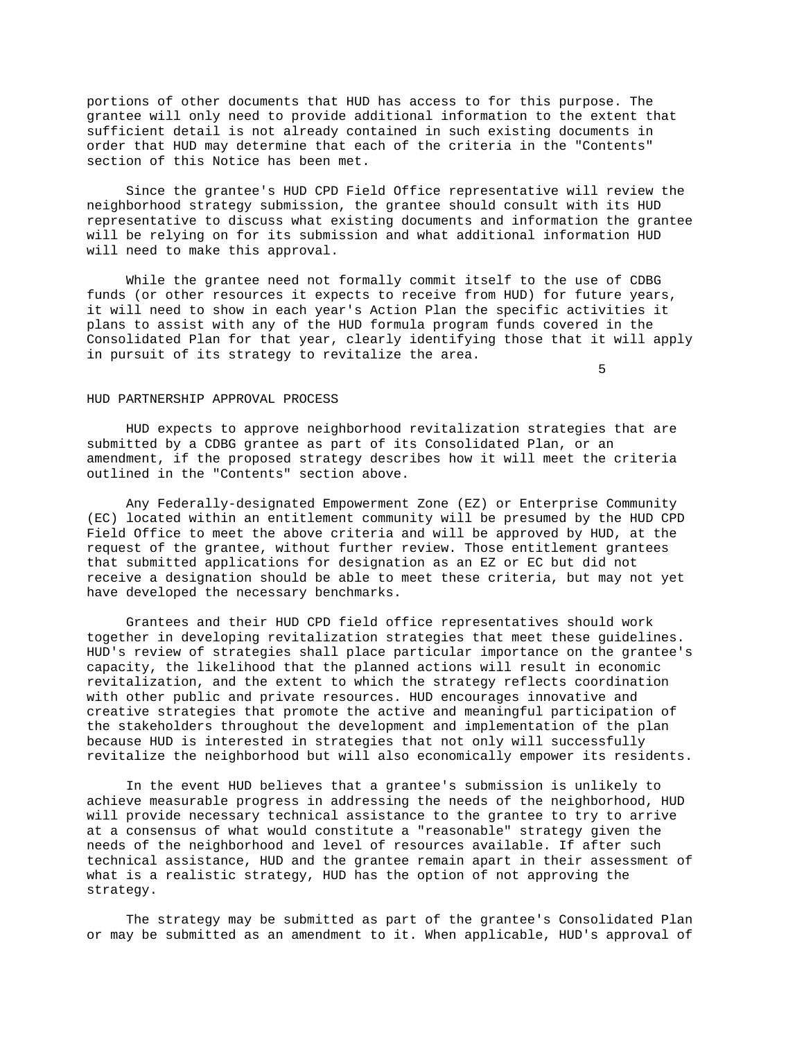portions of other documents that HUD has access to for this purpose. The grantee will only need to provide additional information to the extent that sufficient detail is not already contained in such existing documents in order that HUD may determine that each of the criteria in the "Contents" section of this Notice has been met.

Since the grantee's HUD CPD Field Office representative will review the neighborhood strategy submission, the grantee should consult with its HUD representative to discuss what existing documents and information the grantee will be relying on for its submission and what additional information HUD will need to make this approval.

While the grantee need not formally commit itself to the use of CDBG funds (or other resources it expects to receive from HUD) for future years, it will need to show in each year's Action Plan the specific activities it plans to assist with any of the HUD formula program funds covered in the Consolidated Plan for that year, clearly identifying those that it will apply in pursuit of its strategy to revitalize the area.

## HUD PARTNERSHIP APPROVAL PROCESS

HUD expects to approve neighborhood revitalization strategies that are submitted by a CDBG grantee as part of its Consolidated Plan, or an amendment, if the proposed strategy describes how it will meet the criteria outlined in the "Contents" section above.

Any Federally-designated Empowerment Zone (EZ) or Enterprise Community (EC) located within an entitlement community will be presumed by the HUD CPD Field Office to meet the above criteria and will be approved by HUD, at the request of the grantee, without further review. Those entitlement grantees that submitted applications for designation as an EZ or EC but did not receive a designation should be able to meet these criteria, but may not yet have developed the necessary benchmarks.

Grantees and their HUD CPD field office representatives should work together in developing revitalization strategies that meet these guidelines. HUD's review of strategies shall place particular importance on the grantee's capacity, the likelihood that the planned actions will result in economic revitalization, and the extent to which the strategy reflects coordination with other public and private resources. HUD encourages innovative and creative strategies that promote the active and meaningful participation of the stakeholders throughout the development and implementation of the plan because HUD is interested in strategies that not only will successfully revitalize the neighborhood but will also economically empower its residents.

In the event HUD believes that a grantee's submission is unlikely to achieve measurable progress in addressing the needs of the neighborhood, HUD will provide necessary technical assistance to the grantee to try to arrive at a consensus of what would constitute a "reasonable" strategy given the needs of the neighborhood and level of resources available. If after such technical assistance, HUD and the grantee remain apart in their assessment of what is a realistic strategy, HUD has the option of not approving the strategy.

The strategy may be submitted as part of the grantee's Consolidated Plan or may be submitted as an amendment to it. When applicable, HUD's approval of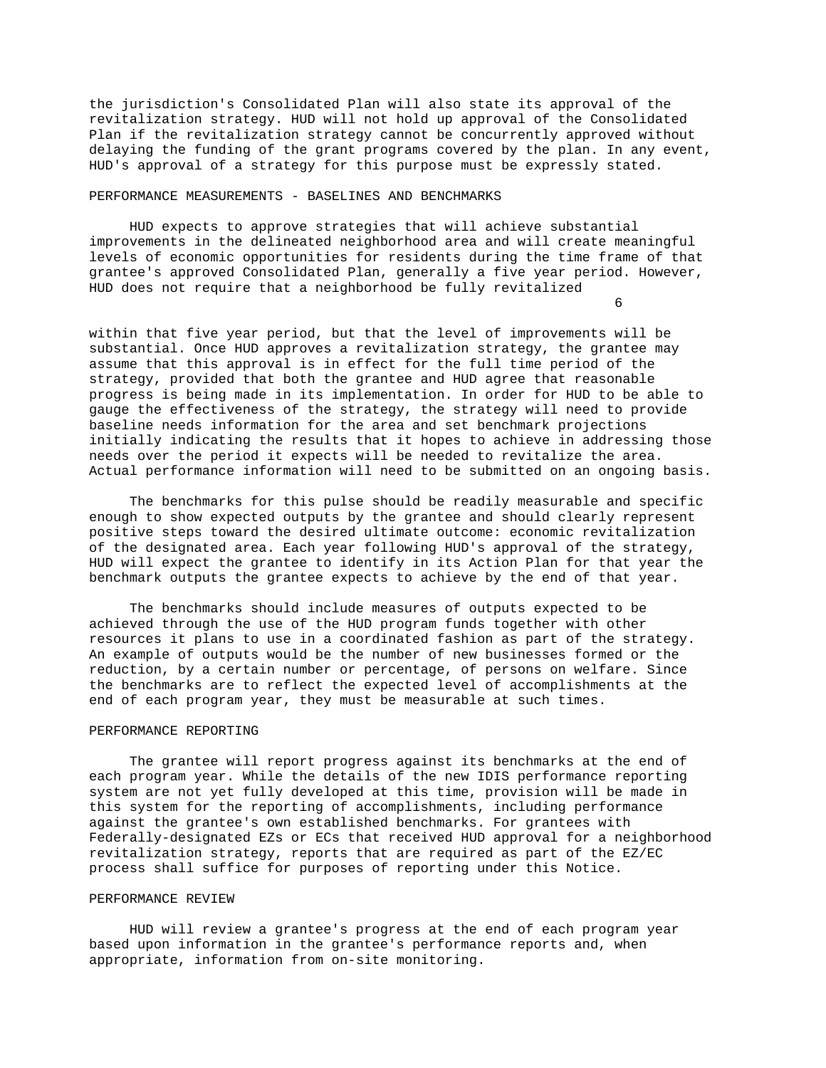the jurisdiction's Consolidated Plan will also state its approval of the revitalization strategy. HUD will not hold up approval of the Consolidated Plan if the revitalization strategy cannot be concurrently approved without delaying the funding of the grant programs covered by the plan. In any event, HUD's approval of a strategy for this purpose must be expressly stated.

## PERFORMANCE MEASUREMENTS - BASELINES AND BENCHMARKS

HUD expects to approve strategies that will achieve substantial improvements in the delineated neighborhood area and will create meaningful levels of economic opportunities for residents during the time frame of that grantee's approved Consolidated Plan, generally a five year period. However, HUD does not require that a neighborhood be fully revitalized within that five year period, but that the level of improvements will be substantial. Once HUD approves a revitalization strategy, the grantee may assume that this approval is in effect for the full time period of the strategy, provided that both the grantee and HUD agree that reasonable progress is being made in its implementation. In order for HUD to be able to gauge the effectiveness of the strategy, the strategy will need to provide baseline needs information for the area and set benchmark projections initially indicating the results that it hopes to achieve in addressing those needs over the period it expects will be needed to revitalize the area. Actual performance information will need to be submitted on an ongoing basis.

The benchmarks for this pulse should be readily measurable and specific enough to show expected outputs by the grantee and should clearly represent positive steps toward the desired ultimate outcome: economic revitalization of the designated area. Each year following HUD's approval of the strategy, HUD will expect the grantee to identify in its Action Plan for that year the benchmark outputs the grantee expects to achieve by the end of that year.

The benchmarks should include measures of outputs expected to be achieved through the use of the HUD program funds together with other resources it plans to use in a coordinated fashion as part of the strategy. An example of outputs would be the number of new businesses formed or the reduction, by a certain number or percentage, of persons on welfare. Since the benchmarks are to reflect the expected level of accomplishments at the end of each program year, they must be measurable at such times.

## PERFORMANCE REPORTING

The grantee will report progress against its benchmarks at the end of each program year. While the details of the new IDIS performance reporting system are not yet fully developed at this time, provision will be made in this system for the reporting of accomplishments, including performance against the grantee's own established benchmarks. For grantees with Federally-designated EZs or ECs that received HUD approval for a neighborhood revitalization strategy, reports that are required as part of the EZ/EC process shall suffice for purposes of reporting under this Notice.

## PERFORMANCE REVIEW

HUD will review a grantee's progress at the end of each program year based upon information in the grantee's performance reports and, when appropriate, information from on-site monitoring.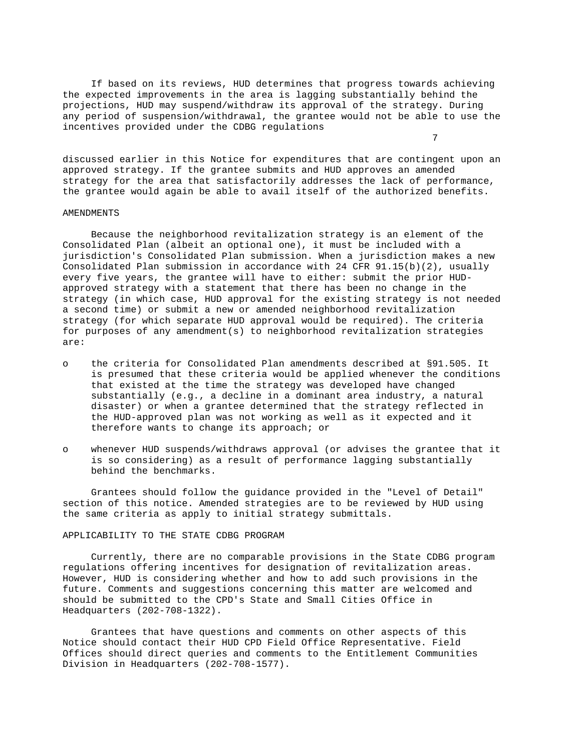If based on its reviews, HUD determines that progress towards achieving the expected improvements in the area is lagging substantially behind the projections, HUD may suspend/withdraw its approval of the strategy. During any period of suspension/withdrawal, the grantee would not be able to use the incentives provided under the CDBG regulations discussed earlier in this Notice for expenditures that are contingent upon an approved strategy. If the grantee submits and HUD approves an amended strategy for the area that satisfactorily addresses the lack of performance, the grantee would again be able to avail itself of the authorized benefits.

## AMENDMENTS

Because the neighborhood revitalization strategy is an element of the Consolidated Plan (albeit an optional one), it must be included with a jurisdiction's Consolidated Plan submission. When a jurisdiction makes a new Consolidated Plan submission in accordance with 24 CFR 91.15(b)(2), usually every five years, the grantee will have to either: submit the prior HUD-approved strategy with a statement that there has been no change in the strategy (in which case, HUD approval for the existing strategy is not needed a second time) or submit a new or amended neighborhood revitalization strategy (for which separate HUD approval would be required). The criteria for purposes of any amendment(s) to neighborhood revitalization strategies are:

- the criteria for Consolidated Plan amendments described at §91.505. It is presumed that these criteria would be applied whenever the conditions that existed at the time the strategy was developed have changed substantially (e.g., a decline in a dominant area industry, a natural disaster) or when a grantee determined that the strategy reflected in the HUD-approved plan was not working as well as it expected and it therefore wants to change its approach; or
- whenever HUD suspends/withdraws approval (or advises the grantee that it is so considering) as a result of performance lagging substantially behind the benchmarks.

Grantees should follow the guidance provided in the "Level of Detail" section of this notice. Amended strategies are to be reviewed by HUD using the same criteria as apply to initial strategy submittals.

## APPLICABILITY TO THE STATE CDBG PROGRAM

Currently, there are no comparable provisions in the State CDBG program regulations offering incentives for designation of revitalization areas. However, HUD is considering whether and how to add such provisions in the future. Comments and suggestions concerning this matter are welcomed and should be submitted to the CPD's State and Small Cities Office in Headquarters (202-708-1322).

Grantees that have questions and comments on other aspects of this Notice should contact their HUD CPD Field Office Representative. Field Offices should direct queries and comments to the Entitlement Communities Division in Headquarters (202-708-1577).